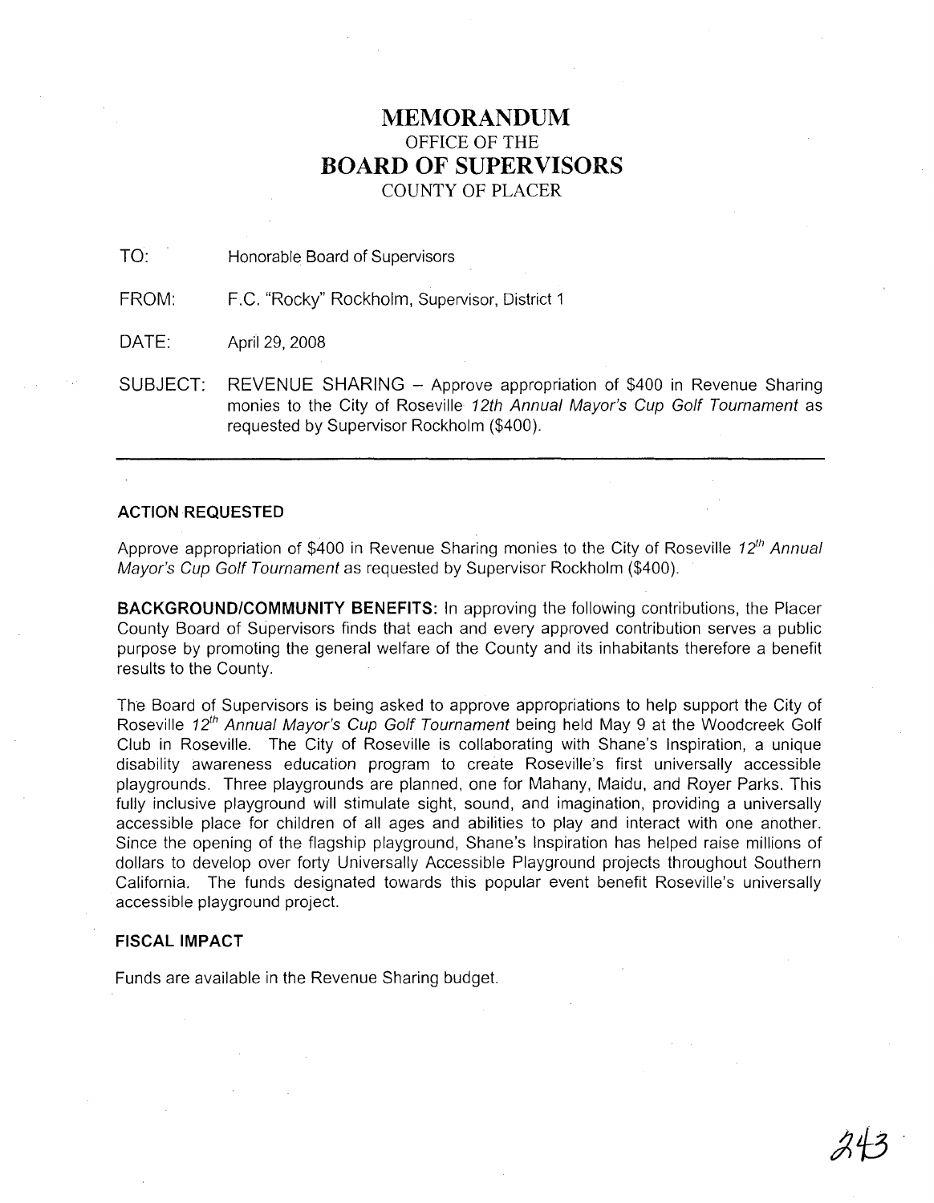# MEMORANDUM
## OFFICE OF THE
# BOARD OF SUPERVISORS
## COUNTY OF PLACER

TO: Honorable Board of Supervisors

FROM: F.C. "Rocky" Rockholm, Supervisor, District 1

DATE: April 29, 2008

SUBJECT: REVENUE SHARING – Approve appropriation of $400 in Revenue Sharing monies to the City of Roseville *12th Annual Mayor's Cup Golf Tournament* as requested by Supervisor Rockholm ($400).

---

### ACTION REQUESTED

Approve appropriation of $400 in Revenue Sharing monies to the City of Roseville *12th Annual Mayor's Cup Golf Tournament* as requested by Supervisor Rockholm ($400).

**BACKGROUND/COMMUNITY BENEFITS:** In approving the following contributions, the Placer County Board of Supervisors finds that each and every approved contribution serves a public purpose by promoting the general welfare of the County and its inhabitants therefore a benefit results to the County.

The Board of Supervisors is being asked to approve appropriations to help support the City of Roseville *12th Annual Mayor's Cup Golf Tournament* being held May 9 at the Woodcreek Golf Club in Roseville. The City of Roseville is collaborating with Shane's Inspiration, a unique disability awareness education program to create Roseville's first universally accessible playgrounds. Three playgrounds are planned, one for Mahany, Maidu, and Royer Parks. This fully inclusive playground will stimulate sight, sound, and imagination, providing a universally accessible place for children of all ages and abilities to play and interact with one another. Since the opening of the flagship playground, Shane's Inspiration has helped raise millions of dollars to develop over forty Universally Accessible Playground projects throughout Southern California. The funds designated towards this popular event benefit Roseville's universally accessible playground project.

### FISCAL IMPACT

Funds are available in the Revenue Sharing budget.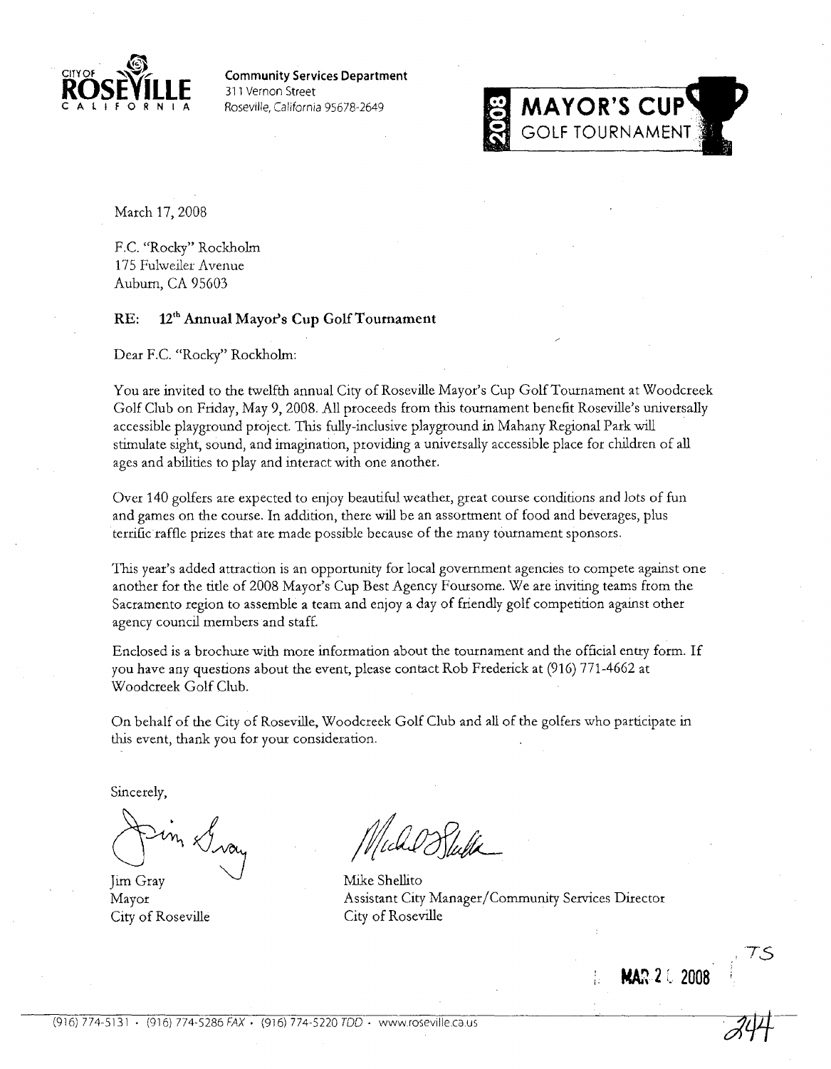CITY OF ROSEVILLE CALIFORNIA

**Community Services Department**
311 Vernon Street
Roseville, California 95678-2649

2008 **MAYOR'S CUP** GOLF TOURNAMENT

March 17, 2008

F.C. "Rocky" Rockholm
175 Fulweiler Avenue
Auburn, CA 95603

**RE: 12th Annual Mayor's Cup Golf Tournament**

Dear F.C. "Rocky" Rockholm:

You are invited to the twelfth annual City of Roseville Mayor's Cup Golf Tournament at Woodcreek Golf Club on Friday, May 9, 2008. All proceeds from this tournament benefit Roseville's universally accessible playground project. This fully-inclusive playground in Mahany Regional Park will stimulate sight, sound, and imagination, providing a universally accessible place for children of all ages and abilities to play and interact with one another.

Over 140 golfers are expected to enjoy beautiful weather, great course conditions and lots of fun and games on the course. In addition, there will be an assortment of food and beverages, plus terrific raffle prizes that are made possible because of the many tournament sponsors.

This year's added attraction is an opportunity for local government agencies to compete against one another for the title of 2008 Mayor's Cup Best Agency Foursome. We are inviting teams from the Sacramento region to assemble a team and enjoy a day of friendly golf competition against other agency council members and staff.

Enclosed is a brochure with more information about the tournament and the official entry form. If you have any questions about the event, please contact Rob Frederick at (916) 771-4662 at Woodcreek Golf Club.

On behalf of the City of Roseville, Woodcreek Golf Club and all of the golfers who participate in this event, thank you for your consideration.

Sincerely,

Jim Gray
Mayor
City of Roseville

Mike Shellito
Assistant City Manager/Community Services Director
City of Roseville

TS

MAR 2 ( 2008

(916) 774-5131 · (916) 774-5286 *FAX* · (916) 774-5220 *TDD* · www.roseville.ca.us

344